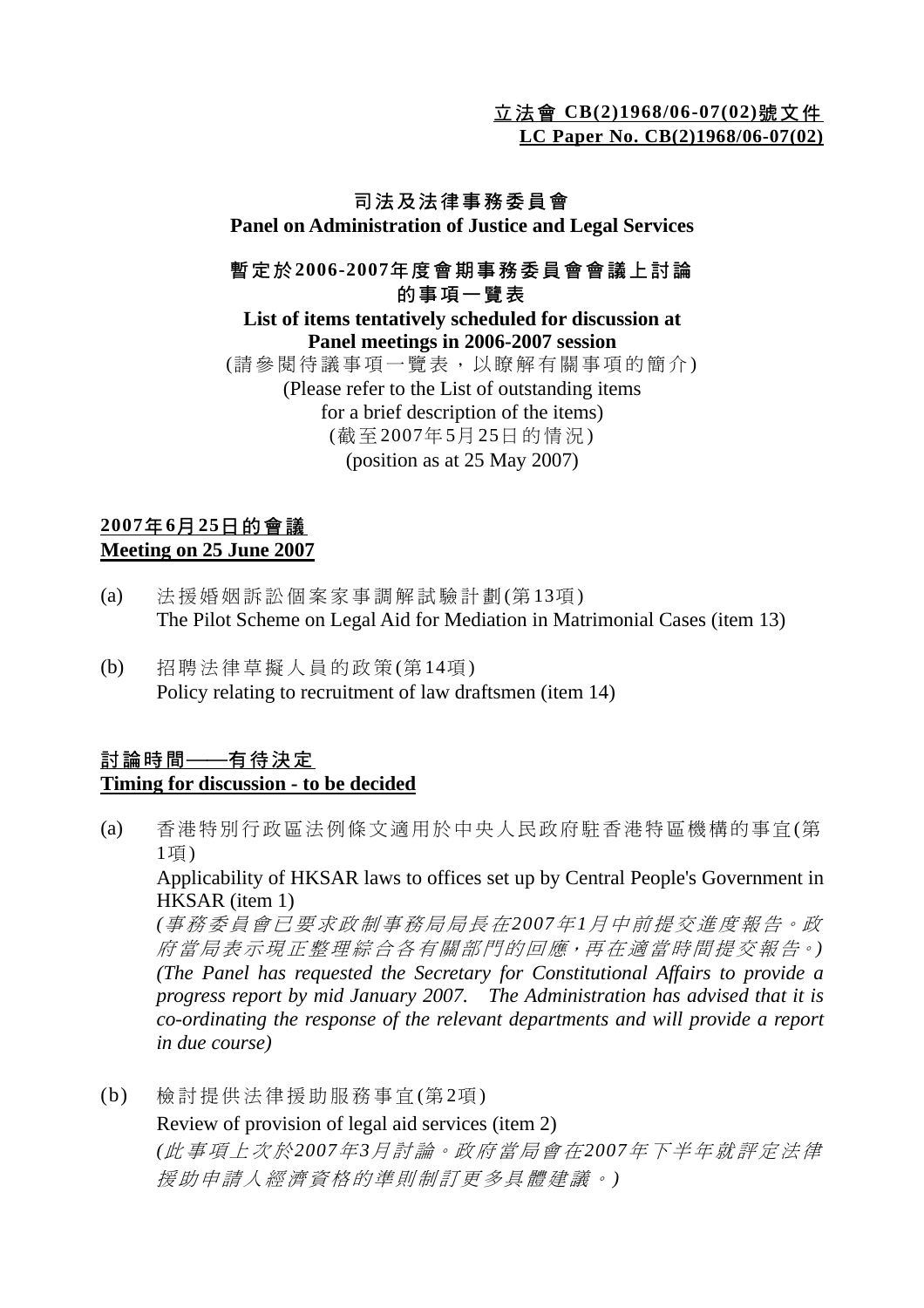**立法會 CB(2)1968/06-07(02)號文件**
**LC Paper No. CB(2)1968/06-07(02)**

# 司法及法律事務委員會
# Panel on Administration of Justice and Legal Services

## 暫定於2006-2007年度會期事務委員會會議上討論的事項一覽表
## List of items tentatively scheduled for discussion at Panel meetings in 2006-2007 session

(請參閱待議事項一覽表，以瞭解有關事項的簡介)
(Please refer to the List of outstanding items for a brief description of the items)
(截至2007年5月25日的情況)
(position as at 25 May 2007)

### 2007年6月25日的會議
### Meeting on 25 June 2007

(a) 法援婚姻訴訟個案家事調解試驗計劃(第13項)
The Pilot Scheme on Legal Aid for Mediation in Matrimonial Cases (item 13)

(b) 招聘法律草擬人員的政策(第14項)
Policy relating to recruitment of law draftsmen (item 14)

### 討論時間——有待決定
### Timing for discussion - to be decided

(a) 香港特別行政區法例條文適用於中央人民政府駐香港特區機構的事宜(第1項)
Applicability of HKSAR laws to offices set up by Central People's Government in HKSAR (item 1)
*(事務委員會已要求政制事務局局長在2007年1月中前提交進度報告。政府當局表示現正整理綜合各有關部門的回應，再在適當時間提交報告。)*
*(The Panel has requested the Secretary for Constitutional Affairs to provide a progress report by mid January 2007. The Administration has advised that it is co-ordinating the response of the relevant departments and will provide a report in due course)*

(b) 檢討提供法律援助服務事宜(第2項)
Review of provision of legal aid services (item 2)
*(此事項上次於2007年3月討論。政府當局會在2007年下半年就評定法律援助申請人經濟資格的準則制訂更多具體建議。)*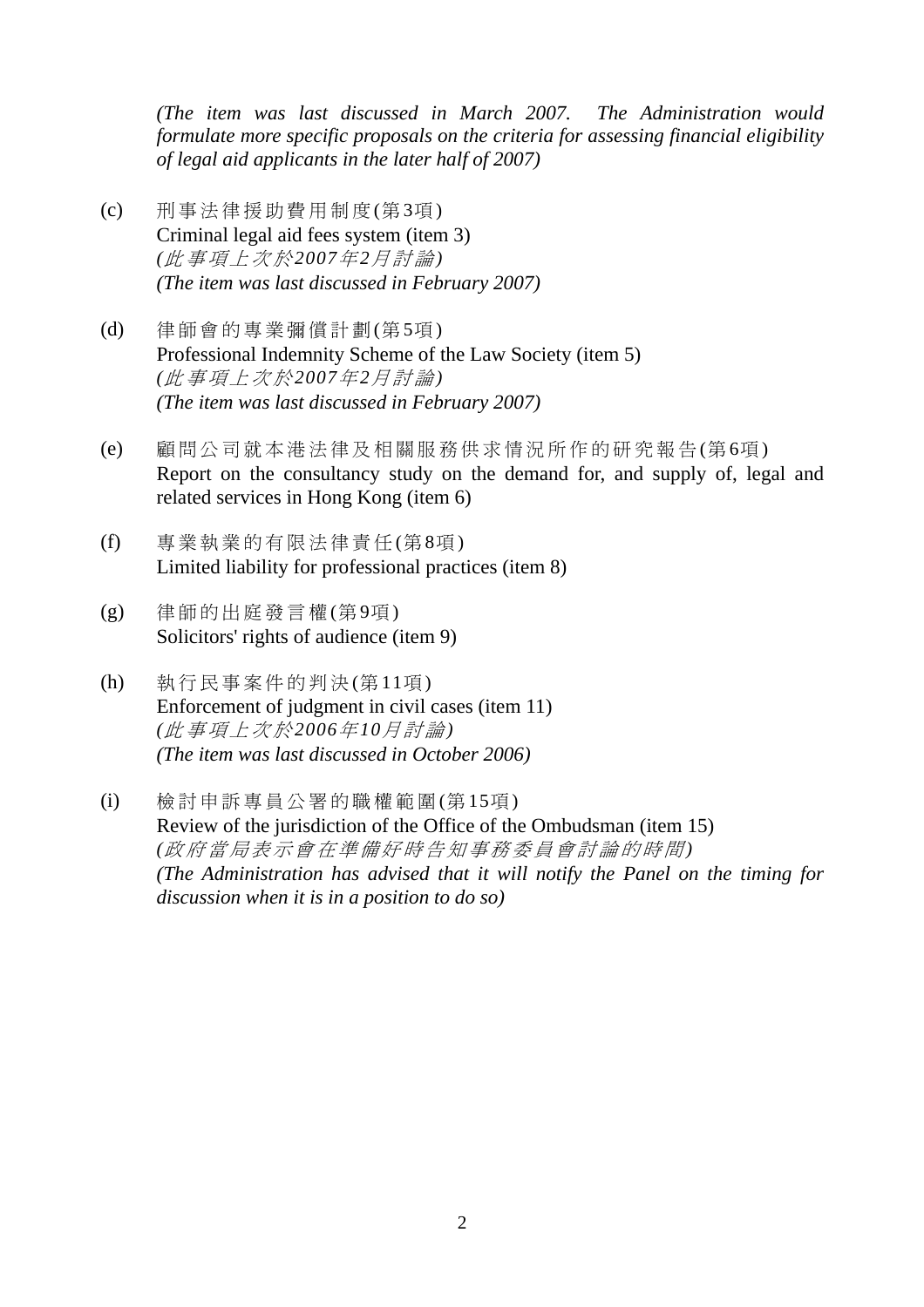*(The item was last discussed in March 2007. The Administration would formulate more specific proposals on the criteria for assessing financial eligibility of legal aid applicants in the later half of 2007)*

(c) 刑事法律援助費用制度(第3項)
Criminal legal aid fees system (item 3)
*(此事項上次於2007年2月討論)*
***(The item was last discussed in February 2007)***

(d) 律師會的專業彌償計劃(第5項)
Professional Indemnity Scheme of the Law Society (item 5)
*(此事項上次於2007年2月討論)*
***(The item was last discussed in February 2007)***

(e) 顧問公司就本港法律及相關服務供求情況所作的研究報告(第6項)
Report on the consultancy study on the demand for, and supply of, legal and related services in Hong Kong (item 6)

(f) 專業執業的有限法律責任(第8項)
Limited liability for professional practices (item 8)

(g) 律師的出庭發言權(第9項)
Solicitors' rights of audience (item 9)

(h) 執行民事案件的判決(第11項)
Enforcement of judgment in civil cases (item 11)
*(此事項上次於2006年10月討論)*
***(The item was last discussed in October 2006)***

(i) 檢討申訴專員公署的職權範圍(第15項)
Review of the jurisdiction of the Office of the Ombudsman (item 15)
*(政府當局表示會在準備好時告知事務委員會討論的時間)*
***(The Administration has advised that it will notify the Panel on the timing for discussion when it is in a position to do so)***